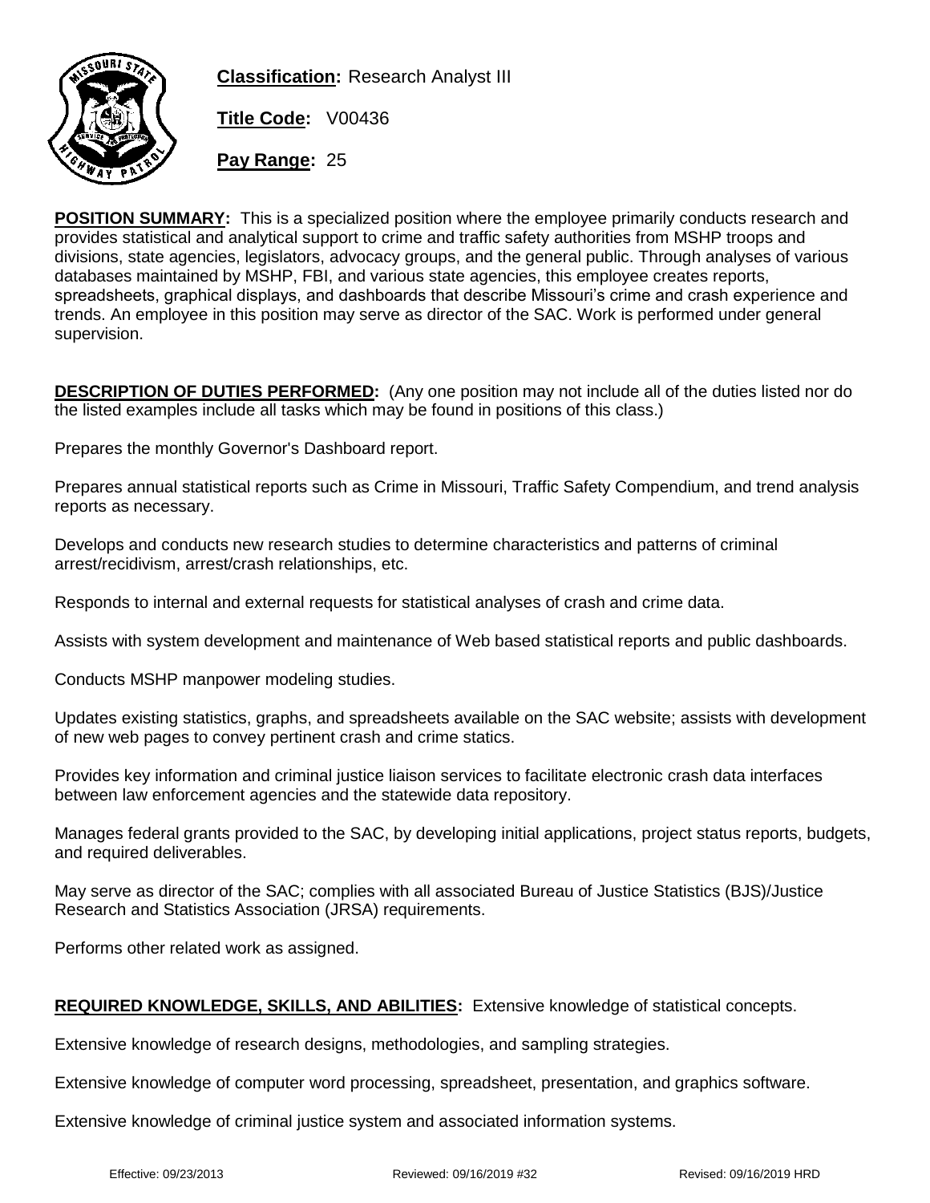**Classification:** Research Analyst III

**Title Code:** V00436

**Pay Range:** 25

**POSITION SUMMARY:** This is a specialized position where the employee primarily conducts research and provides statistical and analytical support to crime and traffic safety authorities from MSHP troops and divisions, state agencies, legislators, advocacy groups, and the general public. Through analyses of various databases maintained by MSHP, FBI, and various state agencies, this employee creates reports, spreadsheets, graphical displays, and dashboards that describe Missouri's crime and crash experience and trends. An employee in this position may serve as director of the SAC. Work is performed under general supervision.

**DESCRIPTION OF DUTIES PERFORMED:** (Any one position may not include all of the duties listed nor do the listed examples include all tasks which may be found in positions of this class.)

Prepares the monthly Governor's Dashboard report.

Prepares annual statistical reports such as Crime in Missouri, Traffic Safety Compendium, and trend analysis reports as necessary.

Develops and conducts new research studies to determine characteristics and patterns of criminal arrest/recidivism, arrest/crash relationships, etc.

Responds to internal and external requests for statistical analyses of crash and crime data.

Assists with system development and maintenance of Web based statistical reports and public dashboards.

Conducts MSHP manpower modeling studies.

Updates existing statistics, graphs, and spreadsheets available on the SAC website; assists with development of new web pages to convey pertinent crash and crime statics.

Provides key information and criminal justice liaison services to facilitate electronic crash data interfaces between law enforcement agencies and the statewide data repository.

Manages federal grants provided to the SAC, by developing initial applications, project status reports, budgets, and required deliverables.

May serve as director of the SAC; complies with all associated Bureau of Justice Statistics (BJS)/Justice Research and Statistics Association (JRSA) requirements.

Performs other related work as assigned.

**REQUIRED KNOWLEDGE, SKILLS, AND ABILITIES:** Extensive knowledge of statistical concepts.

Extensive knowledge of research designs, methodologies, and sampling strategies.

Extensive knowledge of computer word processing, spreadsheet, presentation, and graphics software.

Extensive knowledge of criminal justice system and associated information systems.

Effective: 09/23/2013 Reviewed: 09/16/2019 #32 Revised: 09/16/2019 HRD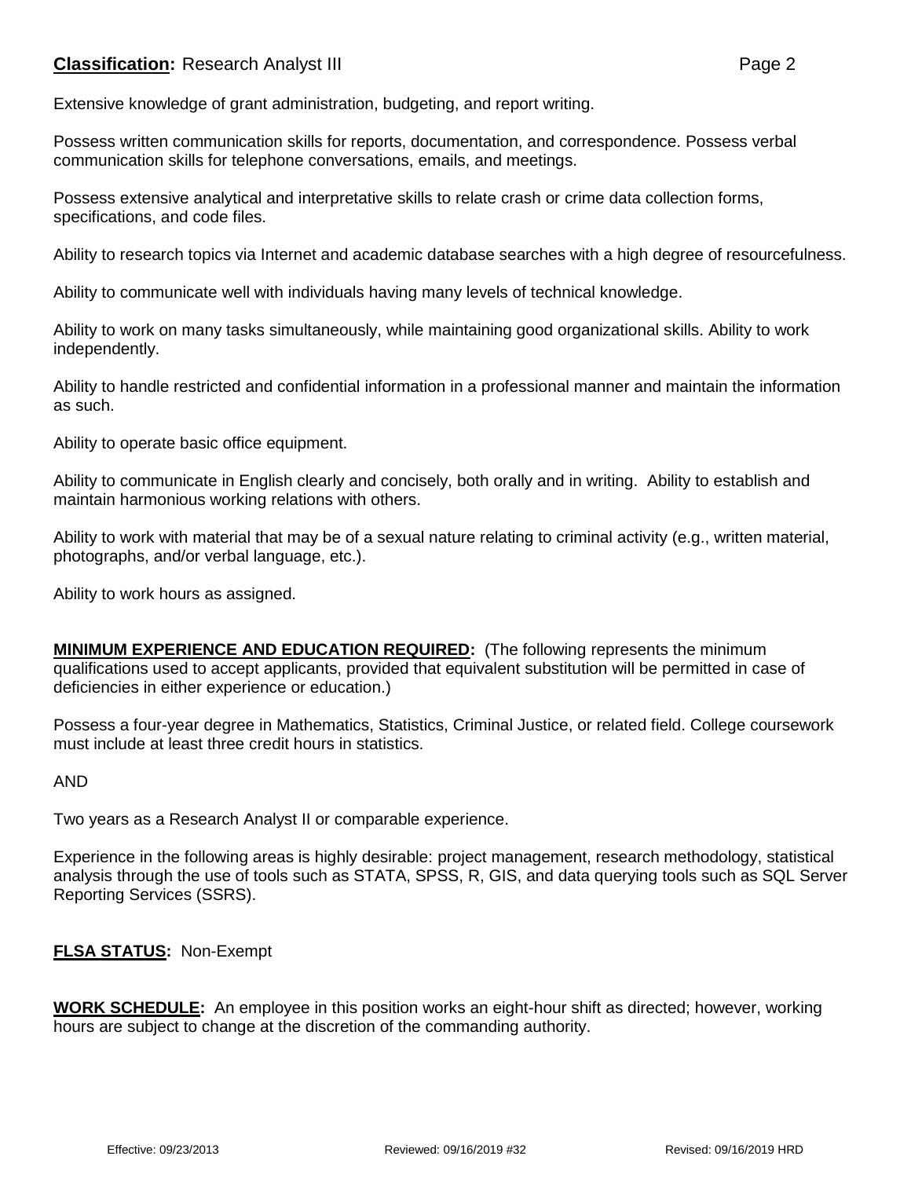Extensive knowledge of grant administration, budgeting, and report writing.

Possess written communication skills for reports, documentation, and correspondence. Possess verbal communication skills for telephone conversations, emails, and meetings.

Possess extensive analytical and interpretative skills to relate crash or crime data collection forms, specifications, and code files.

Ability to research topics via Internet and academic database searches with a high degree of resourcefulness.

Ability to communicate well with individuals having many levels of technical knowledge.

Ability to work on many tasks simultaneously, while maintaining good organizational skills. Ability to work independently.

Ability to handle restricted and confidential information in a professional manner and maintain the information as such.

Ability to operate basic office equipment.

Ability to communicate in English clearly and concisely, both orally and in writing. Ability to establish and maintain harmonious working relations with others.

Ability to work with material that may be of a sexual nature relating to criminal activity (e.g., written material, photographs, and/or verbal language, etc.).

Ability to work hours as assigned.

**MINIMUM EXPERIENCE AND EDUCATION REQUIRED:** (The following represents the minimum qualifications used to accept applicants, provided that equivalent substitution will be permitted in case of deficiencies in either experience or education.)

Possess a four-year degree in Mathematics, Statistics, Criminal Justice, or related field. College coursework must include at least three credit hours in statistics.

AND

Two years as a Research Analyst II or comparable experience.

Experience in the following areas is highly desirable: project management, research methodology, statistical analysis through the use of tools such as STATA, SPSS, R, GIS, and data querying tools such as SQL Server Reporting Services (SSRS).

**FLSA STATUS:** Non-Exempt

**WORK SCHEDULE:** An employee in this position works an eight-hour shift as directed; however, working hours are subject to change at the discretion of the commanding authority.